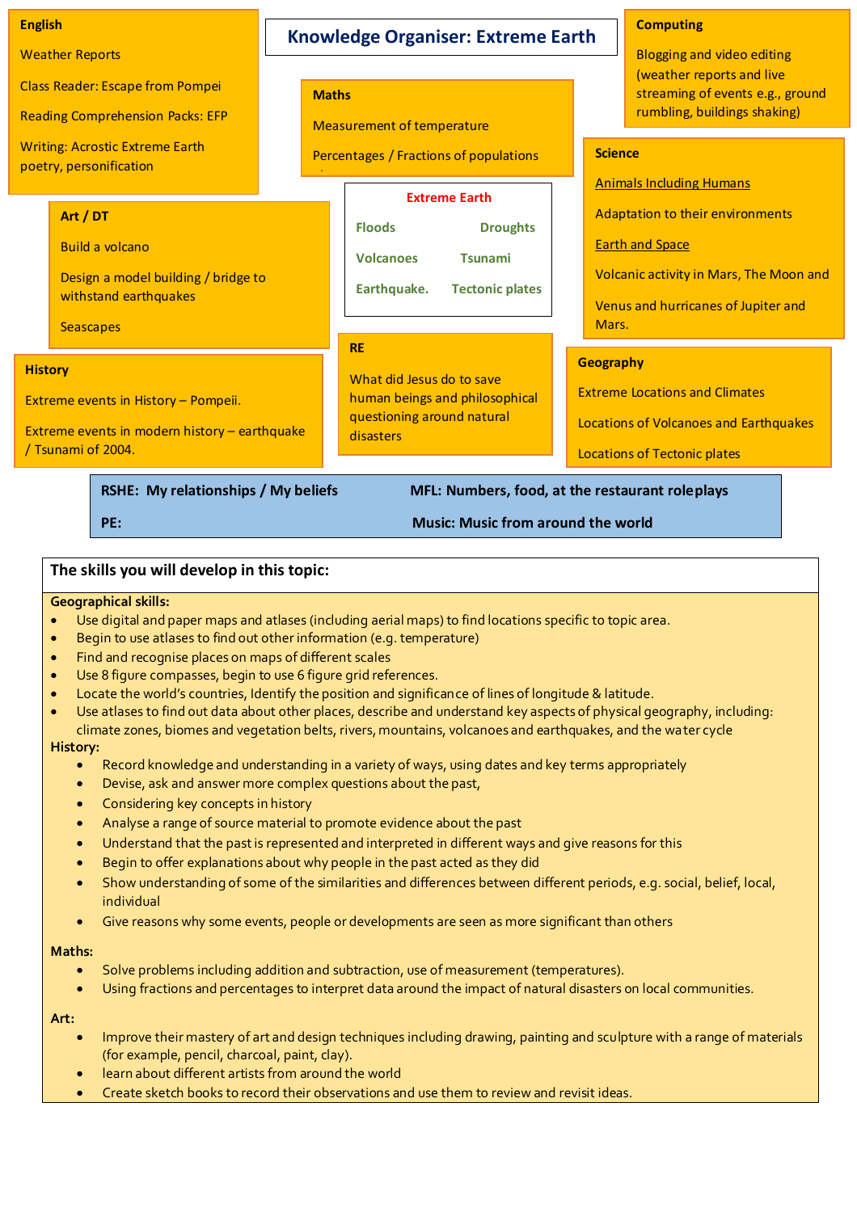# Knowledge Organiser: Extreme Earth

## English

Weather Reports

Class Reader: Escape from Pompei

Reading Comprehension Packs: EFP

Writing: Acrostic Extreme Earth poetry, personification

## Maths

Measurement of temperature

Percentages / Fractions of populations

## Computing

Blogging and video editing (weather reports and live streaming of events e.g., ground rumbling, buildings shaking)

## Art / DT

Build a volcano

Design a model building / bridge to withstand earthquakes

Seascapes

## Extreme Earth

| | |
|---|---|
| Floods | Droughts |
| Volcanoes | Tsunami |
| Earthquake. | Tectonic plates |

## Science

Animals Including Humans

Adaptation to their environments

Earth and Space

Volcanic activity in Mars, The Moon and

Venus and hurricanes of Jupiter and Mars.

## History

Extreme events in History – Pompeii.

Extreme events in modern history – earthquake / Tsunami of 2004.

## RE

What did Jesus do to save human beings and philosophical questioning around natural disasters

## Geography

Extreme Locations and Climates

Locations of Volcanoes and Earthquakes

Locations of Tectonic plates

**RSHE: My relationships / My beliefs**

**MFL: Numbers, food, at the restaurant roleplays**

**PE:**

**Music: Music from around the world**

## The skills you will develop in this topic:

**Geographical skills:**

- Use digital and paper maps and atlases (including aerial maps) to find locations specific to topic area.
- Begin to use atlases to find out other information (e.g. temperature)
- Find and recognise places on maps of different scales
- Use 8 figure compasses, begin to use 6 figure grid references.
- Locate the world's countries, Identify the position and significance of lines of longitude & latitude.
- Use atlases to find out data about other places, describe and understand key aspects of physical geography, including: climate zones, biomes and vegetation belts, rivers, mountains, volcanoes and earthquakes, and the water cycle

**History:**

- Record knowledge and understanding in a variety of ways, using dates and key terms appropriately
- Devise, ask and answer more complex questions about the past,
- Considering key concepts in history
- Analyse a range of source material to promote evidence about the past
- Understand that the past is represented and interpreted in different ways and give reasons for this
- Begin to offer explanations about why people in the past acted as they did
- Show understanding of some of the similarities and differences between different periods, e.g. social, belief, local, individual
- Give reasons why some events, people or developments are seen as more significant than others

**Maths:**

- Solve problems including addition and subtraction, use of measurement (temperatures).
- Using fractions and percentages to interpret data around the impact of natural disasters on local communities.

**Art:**

- Improve their mastery of art and design techniques including drawing, painting and sculpture with a range of materials (for example, pencil, charcoal, paint, clay).
- learn about different artists from around the world
- Create sketch books to record their observations and use them to review and revisit ideas.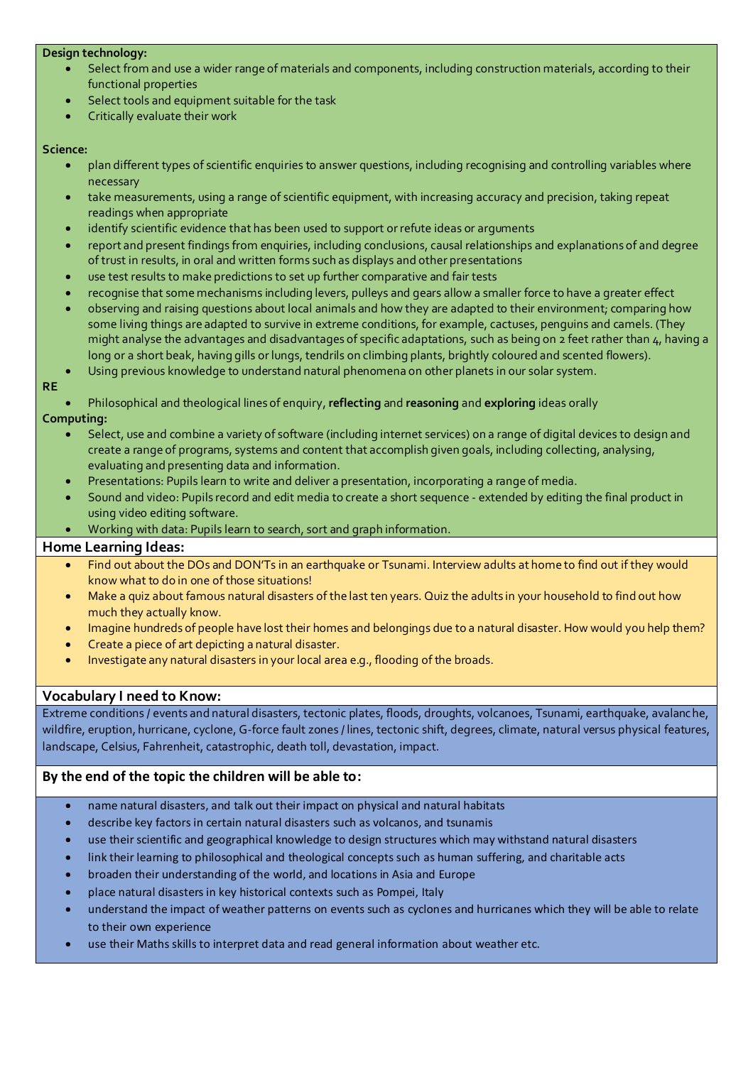**Design technology:**

- Select from and use a wider range of materials and components, including construction materials, according to their functional properties
- Select tools and equipment suitable for the task
- Critically evaluate their work

**Science:**

- plan different types of scientific enquiries to answer questions, including recognising and controlling variables where necessary
- take measurements, using a range of scientific equipment, with increasing accuracy and precision, taking repeat readings when appropriate
- identify scientific evidence that has been used to support or refute ideas or arguments
- report and present findings from enquiries, including conclusions, causal relationships and explanations of and degree of trust in results, in oral and written forms such as displays and other presentations
- use test results to make predictions to set up further comparative and fair tests
- recognise that some mechanisms including levers, pulleys and gears allow a smaller force to have a greater effect
- observing and raising questions about local animals and how they are adapted to their environment; comparing how some living things are adapted to survive in extreme conditions, for example, cactuses, penguins and camels. (They might analyse the advantages and disadvantages of specific adaptations, such as being on 2 feet rather than 4, having a long or a short beak, having gills or lungs, tendrils on climbing plants, brightly coloured and scented flowers).
- Using previous knowledge to understand natural phenomena on other planets in our solar system.

**RE**

- Philosophical and theological lines of enquiry, **reflecting** and **reasoning** and **exploring** ideas orally

**Computing:**

- Select, use and combine a variety of software (including internet services) on a range of digital devices to design and create a range of programs, systems and content that accomplish given goals, including collecting, analysing, evaluating and presenting data and information.
- Presentations: Pupils learn to write and deliver a presentation, incorporating a range of media.
- Sound and video: Pupils record and edit media to create a short sequence - extended by editing the final product in using video editing software.
- Working with data: Pupils learn to search, sort and graph information.

## Home Learning Ideas:

- Find out about the DOs and DON'Ts in an earthquake or Tsunami. Interview adults at home to find out if they would know what to do in one of those situations!
- Make a quiz about famous natural disasters of the last ten years. Quiz the adults in your household to find out how much they actually know.
- Imagine hundreds of people have lost their homes and belongings due to a natural disaster. How would you help them?
- Create a piece of art depicting a natural disaster.
- Investigate any natural disasters in your local area e.g., flooding of the broads.

## Vocabulary I need to Know:

Extreme conditions / events and natural disasters, tectonic plates, floods, droughts, volcanoes, Tsunami, earthquake, avalanche, wildfire, eruption, hurricane, cyclone, G-force fault zones / lines, tectonic shift, degrees, climate, natural versus physical features, landscape, Celsius, Fahrenheit, catastrophic, death toll, devastation, impact.

## By the end of the topic the children will be able to:

- name natural disasters, and talk out their impact on physical and natural habitats
- describe key factors in certain natural disasters such as volcanos, and tsunamis
- use their scientific and geographical knowledge to design structures which may withstand natural disasters
- link their learning to philosophical and theological concepts such as human suffering, and charitable acts
- broaden their understanding of the world, and locations in Asia and Europe
- place natural disasters in key historical contexts such as Pompei, Italy
- understand the impact of weather patterns on events such as cyclones and hurricanes which they will be able to relate to their own experience
- use their Maths skills to interpret data and read general information about weather etc.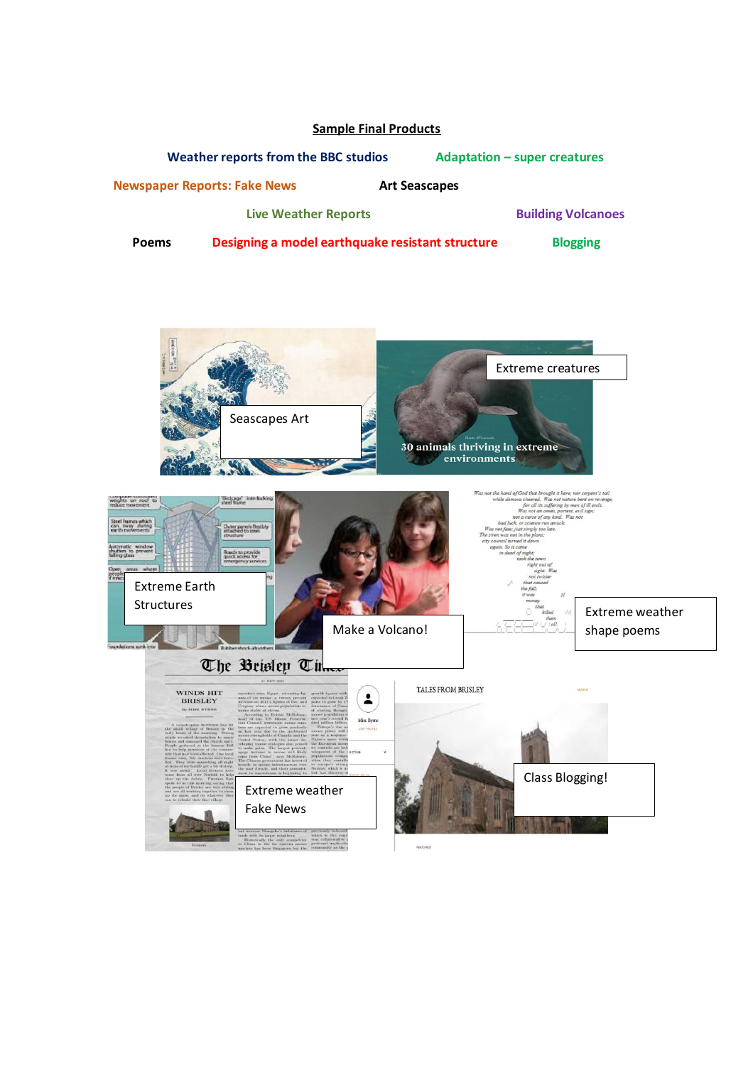## Sample Final Products

Weather reports from the BBC studios

Adaptation – super creatures

Newspaper Reports: Fake News

Art Seascapes

Live Weather Reports

Building Volcanoes

Poems

Designing a model earthquake resistant structure

Blogging

Seascapes Art

Extreme creatures

Extreme Earth Structures

Make a Volcano!

Extreme weather shape poems

Extreme weather Fake News

Class Blogging!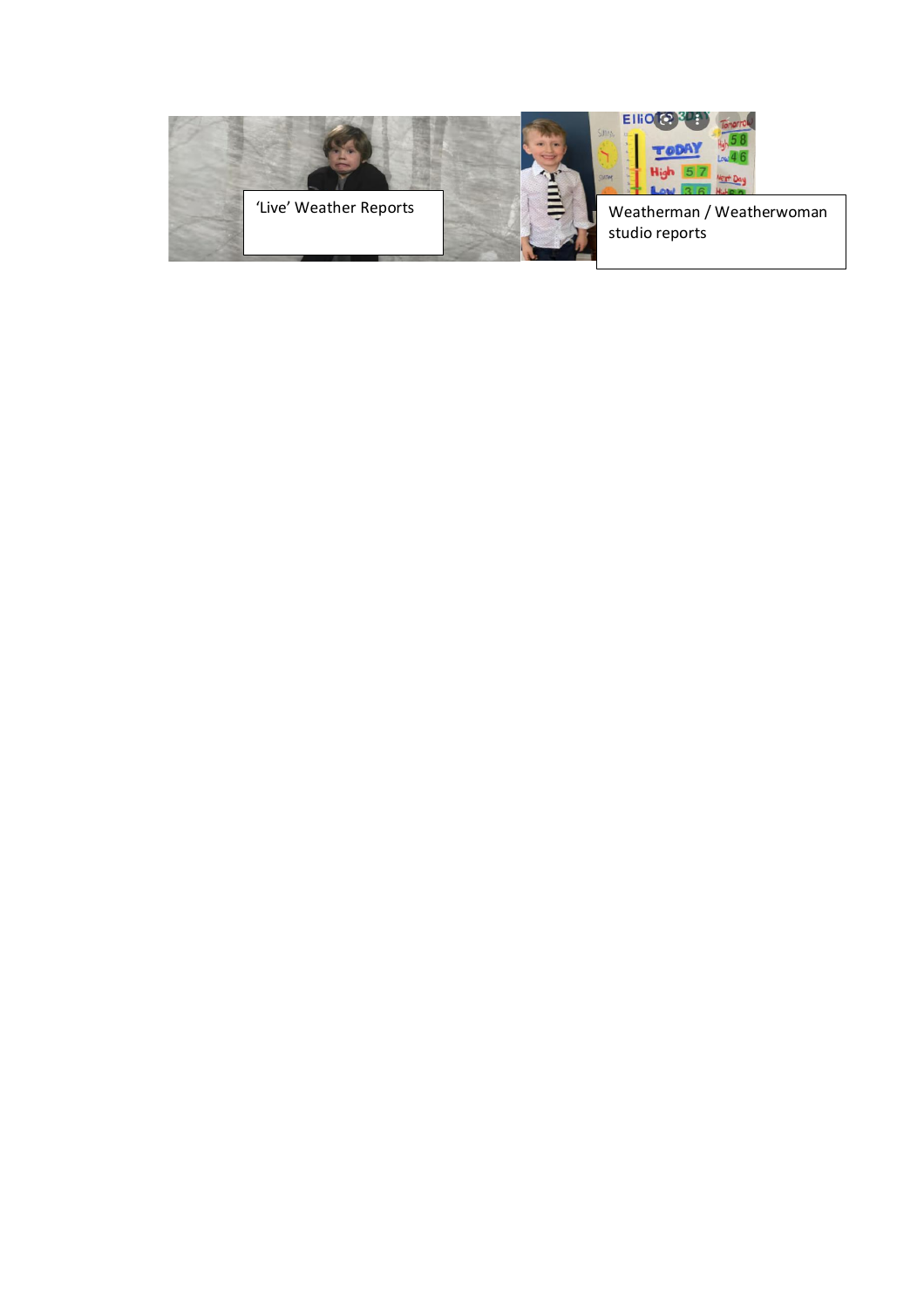'Live' Weather Reports

Weatherman / Weatherwoman studio reports